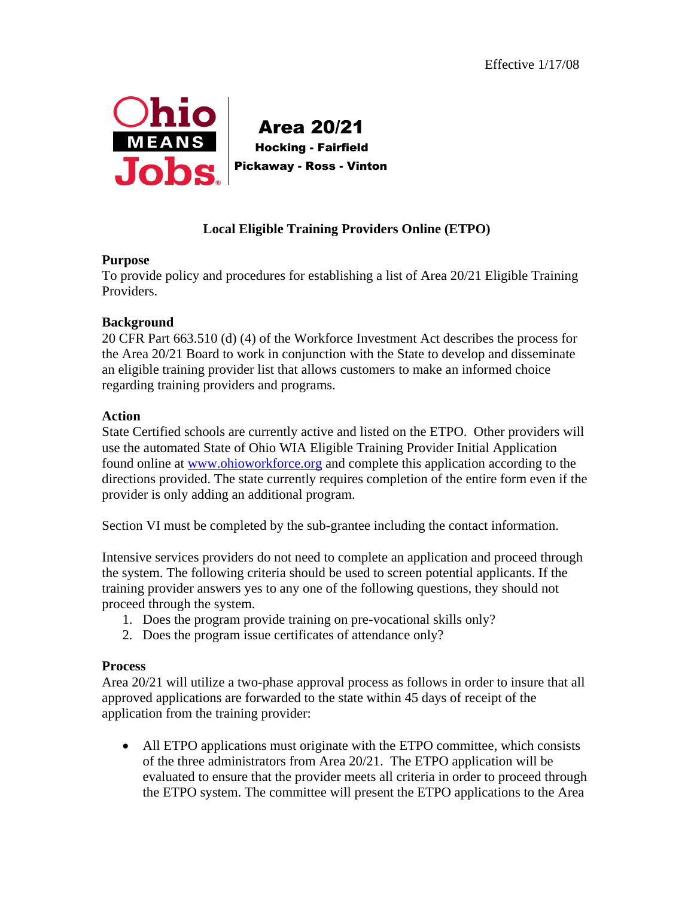Effective 1/17/08

Ohio MEANS Jobs

**Area 20/21**
**Hocking - Fairfield**
**Pickaway - Ross - Vinton**

# Local Eligible Training Providers Online (ETPO)

**Purpose**
To provide policy and procedures for establishing a list of Area 20/21 Eligible Training Providers.

**Background**
20 CFR Part 663.510 (d) (4) of the Workforce Investment Act describes the process for the Area 20/21 Board to work in conjunction with the State to develop and disseminate an eligible training provider list that allows customers to make an informed choice regarding training providers and programs.

**Action**
State Certified schools are currently active and listed on the ETPO. Other providers will use the automated State of Ohio WIA Eligible Training Provider Initial Application found online at www.ohioworkforce.org and complete this application according to the directions provided. The state currently requires completion of the entire form even if the provider is only adding an additional program.

Section VI must be completed by the sub-grantee including the contact information.

Intensive services providers do not need to complete an application and proceed through the system. The following criteria should be used to screen potential applicants. If the training provider answers yes to any one of the following questions, they should not proceed through the system.

1. Does the program provide training on pre-vocational skills only?
2. Does the program issue certificates of attendance only?

**Process**
Area 20/21 will utilize a two-phase approval process as follows in order to insure that all approved applications are forwarded to the state within 45 days of receipt of the application from the training provider:

- All ETPO applications must originate with the ETPO committee, which consists of the three administrators from Area 20/21. The ETPO application will be evaluated to ensure that the provider meets all criteria in order to proceed through the ETPO system. The committee will present the ETPO applications to the Area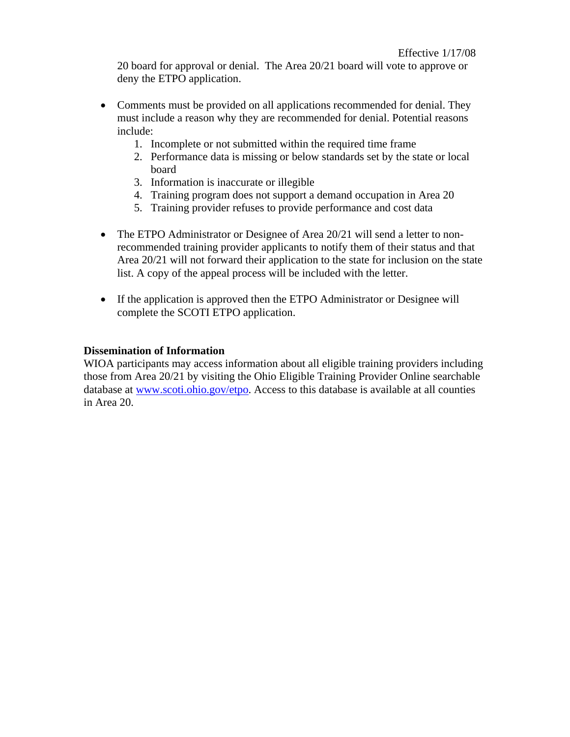20 board for approval or denial. The Area 20/21 board will vote to approve or deny the ETPO application.

- Comments must be provided on all applications recommended for denial. They must include a reason why they are recommended for denial. Potential reasons include:
  1. Incomplete or not submitted within the required time frame
  2. Performance data is missing or below standards set by the state or local board
  3. Information is inaccurate or illegible
  4. Training program does not support a demand occupation in Area 20
  5. Training provider refuses to provide performance and cost data

- The ETPO Administrator or Designee of Area 20/21 will send a letter to non-recommended training provider applicants to notify them of their status and that Area 20/21 will not forward their application to the state for inclusion on the state list. A copy of the appeal process will be included with the letter.

- If the application is approved then the ETPO Administrator or Designee will complete the SCOTI ETPO application.

**Dissemination of Information**

WIOA participants may access information about all eligible training providers including those from Area 20/21 by visiting the Ohio Eligible Training Provider Online searchable database at www.scoti.ohio.gov/etpo. Access to this database is available at all counties in Area 20.